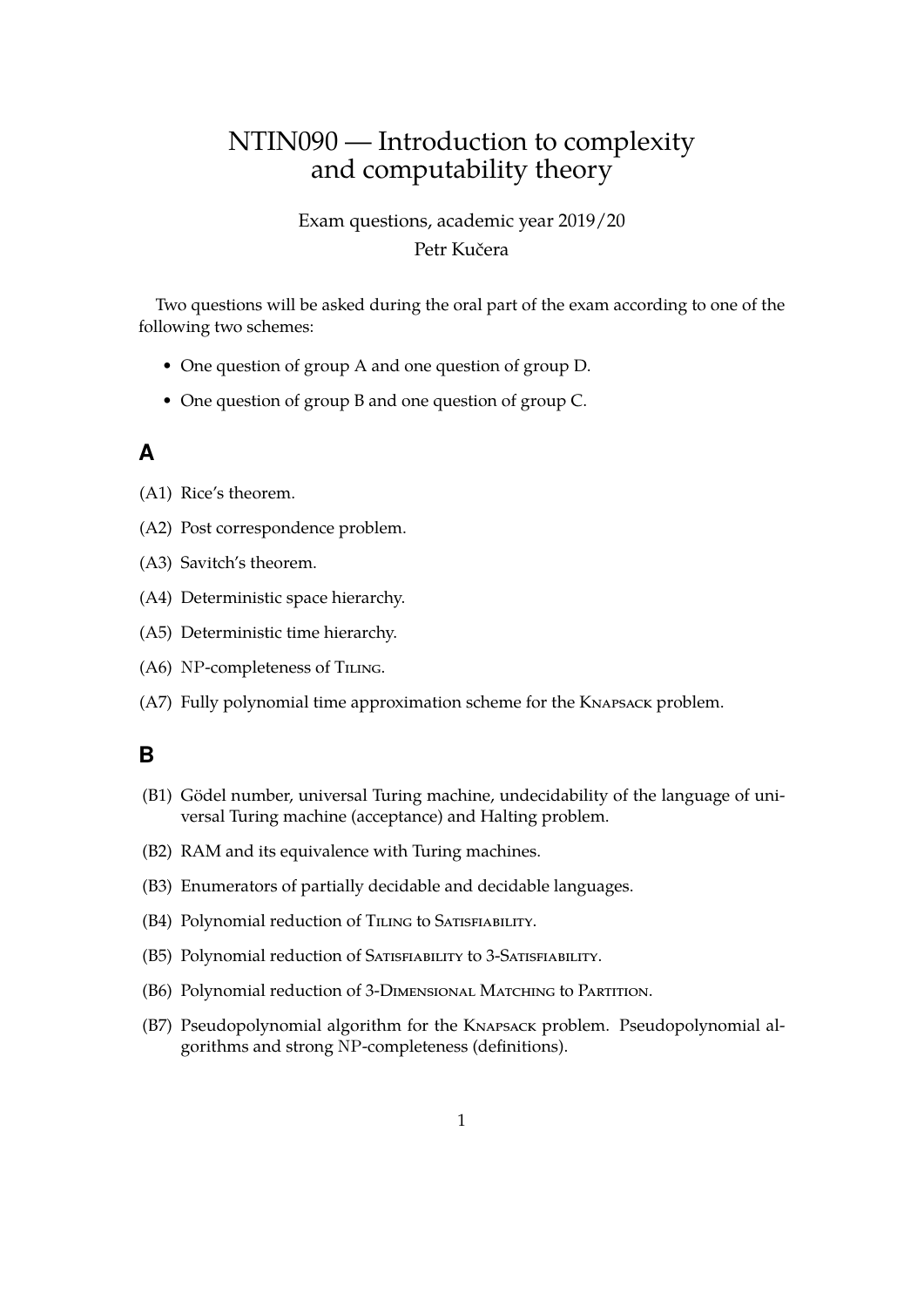# NTIN090 — Introduction to complexity and computability theory

Exam questions, academic year 2019/20

Petr Kučera

Two questions will be asked during the oral part of the exam according to one of the following two schemes:

- One question of group A and one question of group D.
- One question of group B and one question of group C.

## A

(A1) Rice's theorem.

(A2) Post correspondence problem.

(A3) Savitch's theorem.

(A4) Deterministic space hierarchy.

(A5) Deterministic time hierarchy.

(A6) NP-completeness of Tiling.

(A7) Fully polynomial time approximation scheme for the Knapsack problem.

## B

(B1) Gödel number, universal Turing machine, undecidability of the language of universal Turing machine (acceptance) and Halting problem.

(B2) RAM and its equivalence with Turing machines.

(B3) Enumerators of partially decidable and decidable languages.

(B4) Polynomial reduction of Tiling to Satisfiability.

(B5) Polynomial reduction of Satisfiability to 3-Satisfiability.

(B6) Polynomial reduction of 3-Dimensional Matching to Partition.

(B7) Pseudopolynomial algorithm for the Knapsack problem. Pseudopolynomial algorithms and strong NP-completeness (definitions).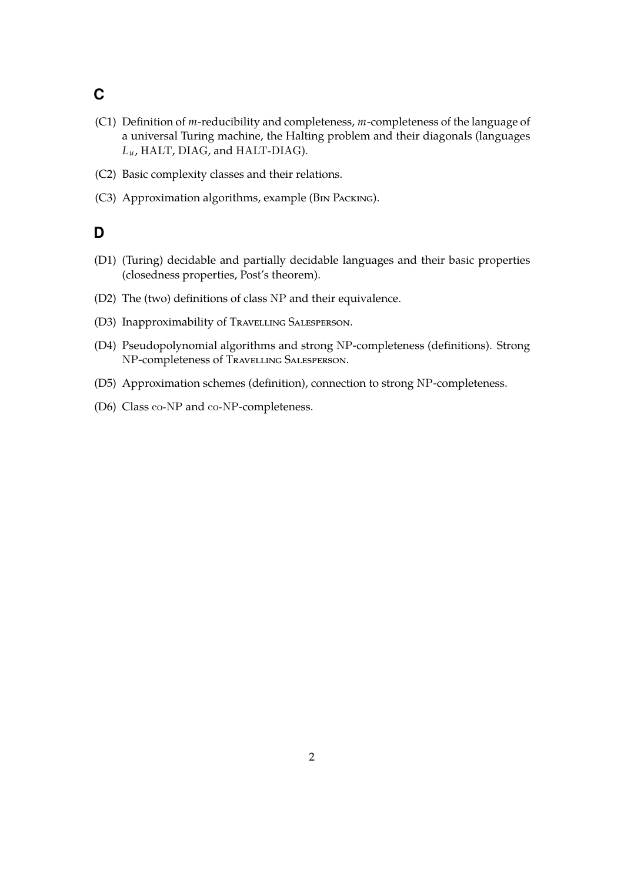## C

(C1) Definition of $m$-reducibility and completeness, $m$-completeness of the language of a universal Turing machine, the Halting problem and their diagonals (languages $L_u$, HALT, DIAG, and HALT-DIAG).

(C2) Basic complexity classes and their relations.

(C3) Approximation algorithms, example (Bin Packing).

## D

(D1) (Turing) decidable and partially decidable languages and their basic properties (closedness properties, Post's theorem).

(D2) The (two) definitions of class NP and their equivalence.

(D3) Inapproximability of Travelling Salesperson.

(D4) Pseudopolynomial algorithms and strong NP-completeness (definitions). Strong NP-completeness of Travelling Salesperson.

(D5) Approximation schemes (definition), connection to strong NP-completeness.

(D6) Class co-NP and co-NP-completeness.